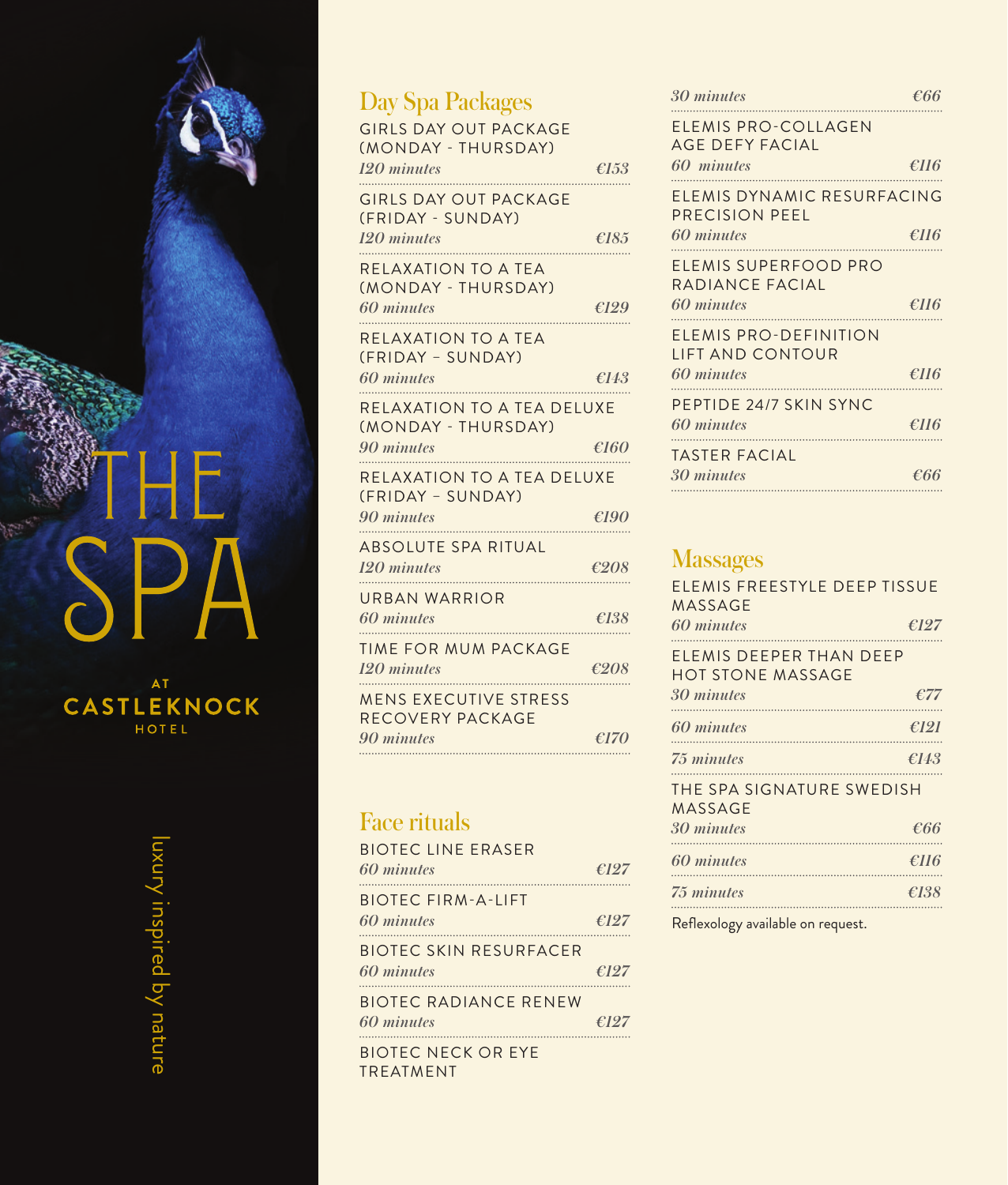# THE SPA

AT
**CASTLEKNOCK**
HOTEL

luxury inspired by nature

## Day Spa Packages

GIRLS DAY OUT PACKAGE (MONDAY - THURSDAY)
*120 minutes* — *€153*

GIRLS DAY OUT PACKAGE (FRIDAY - SUNDAY)
*120 minutes* — *€185*

RELAXATION TO A TEA (MONDAY - THURSDAY)
*60 minutes* — *€129*

RELAXATION TO A TEA (FRIDAY – SUNDAY)
*60 minutes* — *€143*

RELAXATION TO A TEA DELUXE (MONDAY - THURSDAY)
*90 minutes* — *€160*

RELAXATION TO A TEA DELUXE (FRIDAY – SUNDAY)
*90 minutes* — *€190*

ABSOLUTE SPA RITUAL
*120 minutes* — *€208*

URBAN WARRIOR
*60 minutes* — *€138*

TIME FOR MUM PACKAGE
*120 minutes* — *€208*

MENS EXECUTIVE STRESS RECOVERY PACKAGE
*90 minutes* — *€170*

## Face rituals

BIOTEC LINE ERASER
*60 minutes* — *€127*

BIOTEC FIRM-A-LIFT
*60 minutes* — *€127*

BIOTEC SKIN RESURFACER
*60 minutes* — *€127*

BIOTEC RADIANCE RENEW
*60 minutes* — *€127*

BIOTEC NECK OR EYE TREATMENT
*30 minutes* — *€66*

ELEMIS PRO-COLLAGEN AGE DEFY FACIAL
*60 minutes* — *€116*

ELEMIS DYNAMIC RESURFACING PRECISION PEEL
*60 minutes* — *€116*

ELEMIS SUPERFOOD PRO RADIANCE FACIAL
*60 minutes* — *€116*

ELEMIS PRO-DEFINITION LIFT AND CONTOUR
*60 minutes* — *€116*

PEPTIDE 24/7 SKIN SYNC
*60 minutes* — *€116*

TASTER FACIAL
*30 minutes* — *€66*

## Massages

ELEMIS FREESTYLE DEEP TISSUE MASSAGE
*60 minutes* — *€127*

ELEMIS DEEPER THAN DEEP HOT STONE MASSAGE
*30 minutes* — *€77*
*60 minutes* — *€121*
*75 minutes* — *€143*

THE SPA SIGNATURE SWEDISH MASSAGE
*30 minutes* — *€66*
*60 minutes* — *€116*
*75 minutes* — *€138*

Reflexology available on request.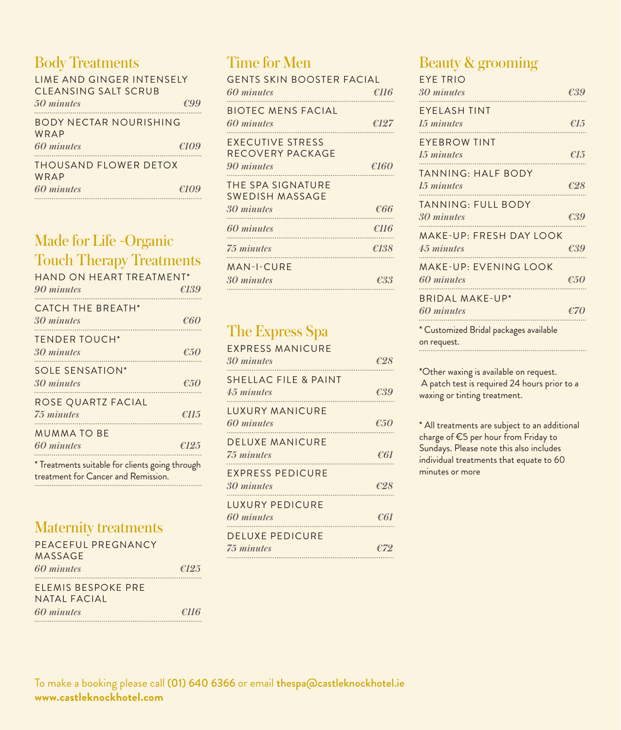## Body Treatments

LIME AND GINGER INTENSELY CLEANSING SALT SCRUB
*50 minutes* *€99*

BODY NECTAR NOURISHING WRAP
*60 minutes* *€109*

THOUSAND FLOWER DETOX WRAP
*60 minutes* *€109*

## Made for Life -Organic Touch Therapy Treatments

HAND ON HEART TREATMENT*
*90 minutes* *€139*

CATCH THE BREATH*
*30 minutes* *€60*

TENDER TOUCH*
*30 minutes* *€50*

SOLE SENSATION*
*30 minutes* *€50*

ROSE QUARTZ FACIAL
*75 minutes* *€115*

MUMMA TO BE
*60 minutes* *€125*

* Treatments suitable for clients going through treatment for Cancer and Remission.

## Maternity treatments

PEACEFUL PREGNANCY MASSAGE
*60 minutes* *€125*

ELEMIS BESPOKE PRE NATAL FACIAL
*60 minutes* *€116*

## Time for Men

GENTS SKIN BOOSTER FACIAL
*60 minutes* *€116*

BIOTEC MENS FACIAL
*60 minutes* *€127*

EXECUTIVE STRESS RECOVERY PACKAGE
*90 minutes* *€160*

THE SPA SIGNATURE SWEDISH MASSAGE
*30 minutes* *€66*
*60 minutes* *€116*
*75 minutes* *€138*

MAN-I-CURE
*30 minutes* *€33*

## The Express Spa

EXPRESS MANICURE
*30 minutes* *€28*

SHELLAC FILE & PAINT
*45 minutes* *€39*

LUXURY MANICURE
*60 minutes* *€50*

DELUXE MANICURE
*75 minutes* *€61*

EXPRESS PEDICURE
*30 minutes* *€28*

LUXURY PEDICURE
*60 minutes* *€61*

DELUXE PEDICURE
*75 minutes* *€72*

## Beauty & grooming

EYE TRIO
*30 minutes* *€39*

EYELASH TINT
*15 minutes* *€15*

EYEBROW TINT
*15 minutes* *€15*

TANNING: HALF BODY
*15 minutes* *€28*

TANNING: FULL BODY
*30 minutes* *€39*

MAKE-UP: FRESH DAY LOOK
*45 minutes* *€39*

MAKE-UP: EVENING LOOK
*60 minutes* *€50*

BRIDAL MAKE-UP*
*60 minutes* *€70*

* Customized Bridal packages available on request.

*Other waxing is available on request.
A patch test is required 24 hours prior to a waxing or tinting treatment.

* All treatments are subject to an additional charge of €5 per hour from Friday to Sundays. Please note this also includes individual treatments that equate to 60 minutes or more

To make a booking please call **(01) 640 6366** or email **thespa@castleknockhotel.ie**
**www.castleknockhotel.com**